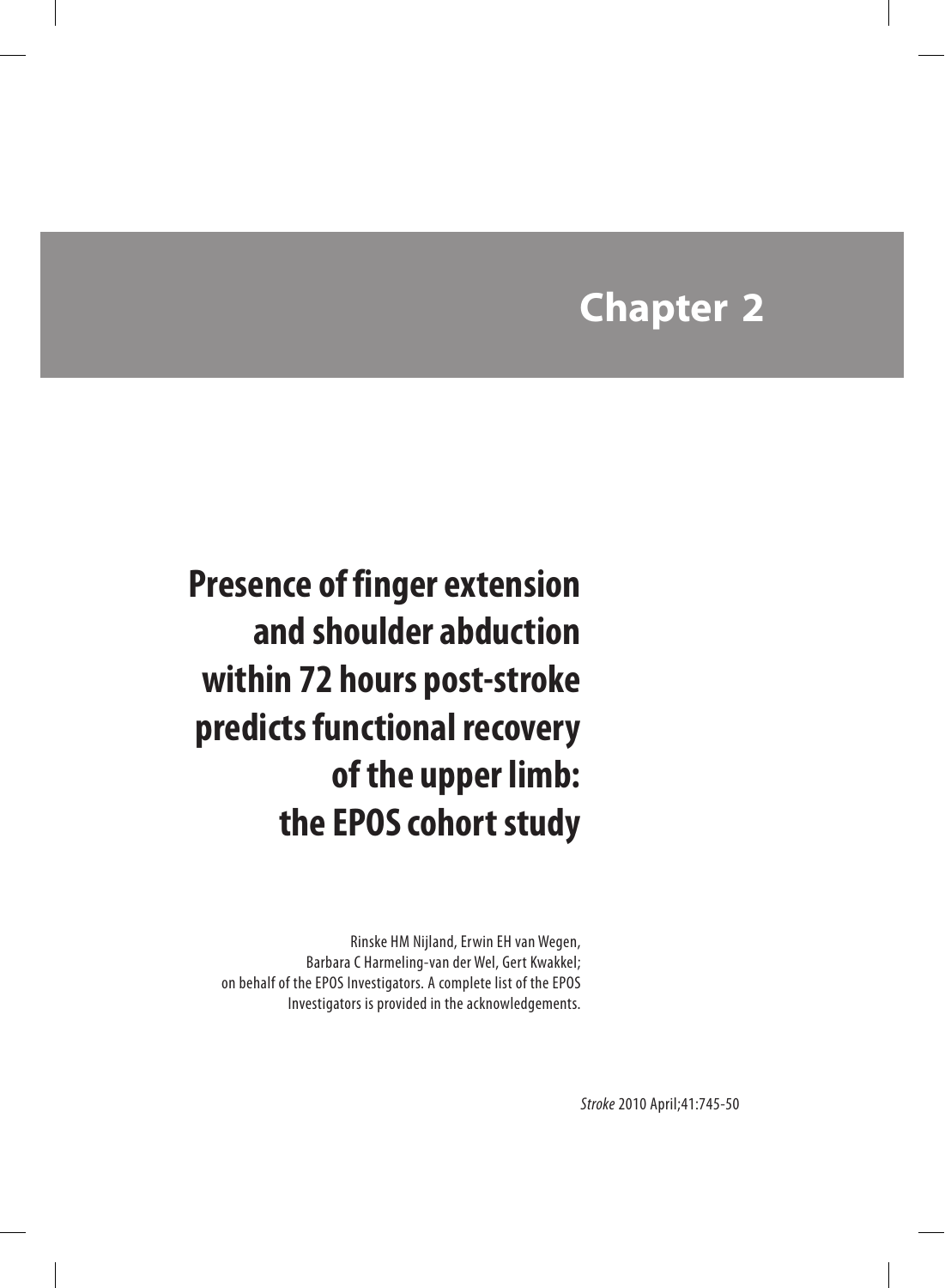# Chapter 2

## Presence of finger extension and shoulder abduction within 72 hours post-stroke predicts functional recovery of the upper limb: the EPOS cohort study

Rinske HM Nijland, Erwin EH van Wegen, Barbara C Harmeling-van der Wel, Gert Kwakkel; on behalf of the EPOS Investigators. A complete list of the EPOS Investigators is provided in the acknowledgements.

*Stroke* 2010 April;41:745-50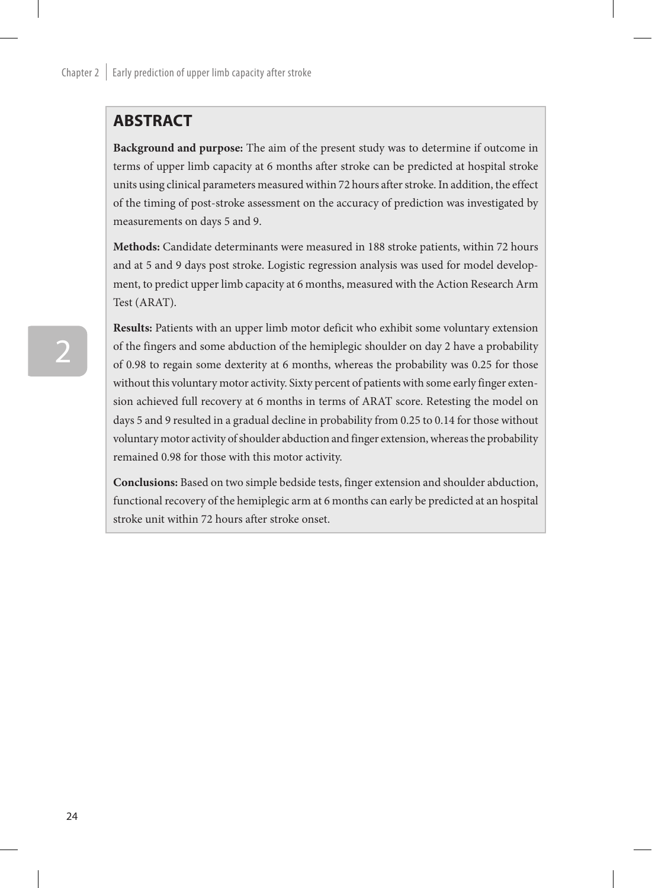## ABSTRACT

**Background and purpose:** The aim of the present study was to determine if outcome in terms of upper limb capacity at 6 months after stroke can be predicted at hospital stroke units using clinical parameters measured within 72 hours after stroke. In addition, the effect of the timing of post-stroke assessment on the accuracy of prediction was investigated by measurements on days 5 and 9.

**Methods:** Candidate determinants were measured in 188 stroke patients, within 72 hours and at 5 and 9 days post stroke. Logistic regression analysis was used for model development, to predict upper limb capacity at 6 months, measured with the Action Research Arm Test (ARAT).

**Results:** Patients with an upper limb motor deficit who exhibit some voluntary extension of the fingers and some abduction of the hemiplegic shoulder on day 2 have a probability of 0.98 to regain some dexterity at 6 months, whereas the probability was 0.25 for those without this voluntary motor activity. Sixty percent of patients with some early finger extension achieved full recovery at 6 months in terms of ARAT score. Retesting the model on days 5 and 9 resulted in a gradual decline in probability from 0.25 to 0.14 for those without voluntary motor activity of shoulder abduction and finger extension, whereas the probability remained 0.98 for those with this motor activity.

**Conclusions:** Based on two simple bedside tests, finger extension and shoulder abduction, functional recovery of the hemiplegic arm at 6 months can early be predicted at an hospital stroke unit within 72 hours after stroke onset.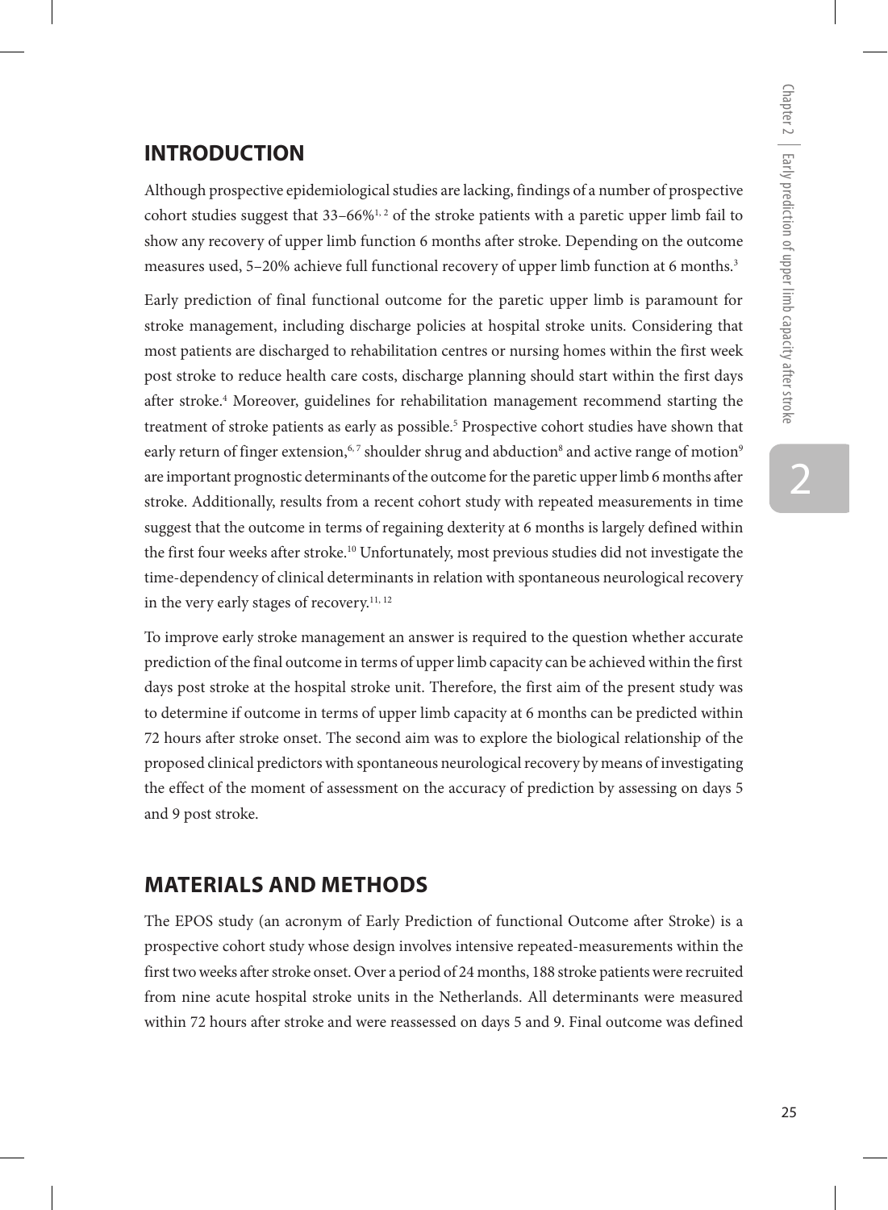## INTRODUCTION

Although prospective epidemiological studies are lacking, findings of a number of prospective cohort studies suggest that 33–66%[1, 2] of the stroke patients with a paretic upper limb fail to show any recovery of upper limb function 6 months after stroke. Depending on the outcome measures used, 5–20% achieve full functional recovery of upper limb function at 6 months.[3]

Early prediction of final functional outcome for the paretic upper limb is paramount for stroke management, including discharge policies at hospital stroke units. Considering that most patients are discharged to rehabilitation centres or nursing homes within the first week post stroke to reduce health care costs, discharge planning should start within the first days after stroke.[4] Moreover, guidelines for rehabilitation management recommend starting the treatment of stroke patients as early as possible.[5] Prospective cohort studies have shown that early return of finger extension,[6, 7] shoulder shrug and abduction[8] and active range of motion[9] are important prognostic determinants of the outcome for the paretic upper limb 6 months after stroke. Additionally, results from a recent cohort study with repeated measurements in time suggest that the outcome in terms of regaining dexterity at 6 months is largely defined within the first four weeks after stroke.[10] Unfortunately, most previous studies did not investigate the time-dependency of clinical determinants in relation with spontaneous neurological recovery in the very early stages of recovery.[11, 12]

To improve early stroke management an answer is required to the question whether accurate prediction of the final outcome in terms of upper limb capacity can be achieved within the first days post stroke at the hospital stroke unit. Therefore, the first aim of the present study was to determine if outcome in terms of upper limb capacity at 6 months can be predicted within 72 hours after stroke onset. The second aim was to explore the biological relationship of the proposed clinical predictors with spontaneous neurological recovery by means of investigating the effect of the moment of assessment on the accuracy of prediction by assessing on days 5 and 9 post stroke.

## MATERIALS AND METHODS

The EPOS study (an acronym of Early Prediction of functional Outcome after Stroke) is a prospective cohort study whose design involves intensive repeated-measurements within the first two weeks after stroke onset. Over a period of 24 months, 188 stroke patients were recruited from nine acute hospital stroke units in the Netherlands. All determinants were measured within 72 hours after stroke and were reassessed on days 5 and 9. Final outcome was defined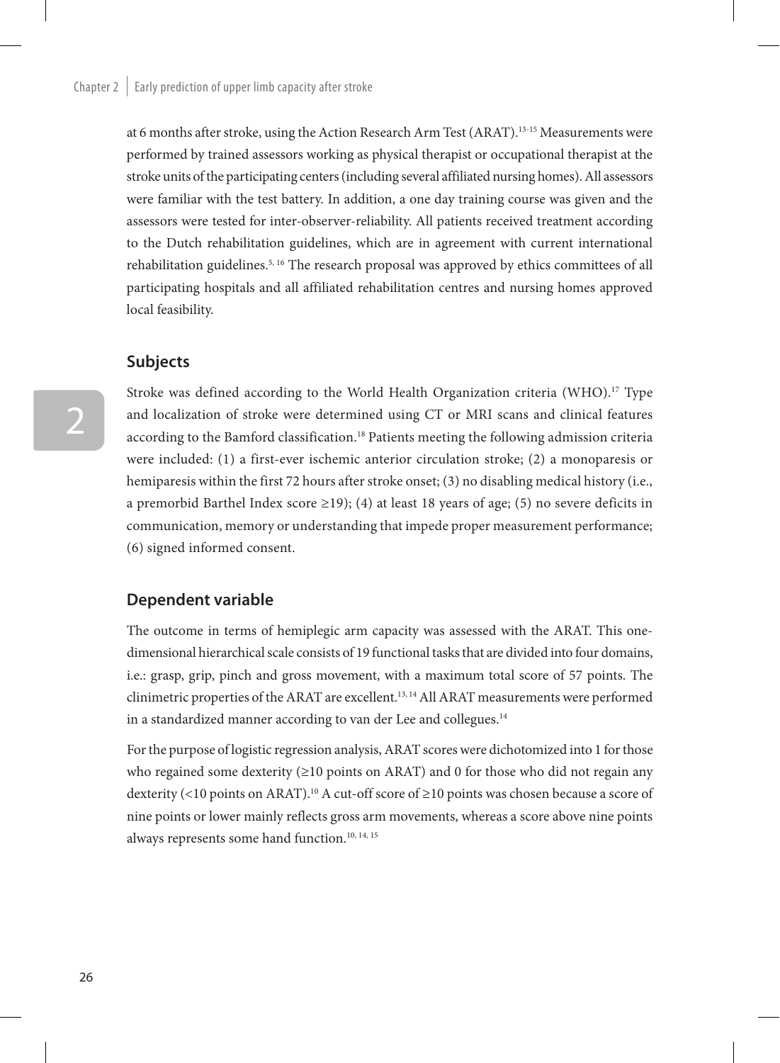at 6 months after stroke, using the Action Research Arm Test (ARAT).[13-15] Measurements were performed by trained assessors working as physical therapist or occupational therapist at the stroke units of the participating centers (including several affiliated nursing homes). All assessors were familiar with the test battery. In addition, a one day training course was given and the assessors were tested for inter-observer-reliability. All patients received treatment according to the Dutch rehabilitation guidelines, which are in agreement with current international rehabilitation guidelines.[5, 16] The research proposal was approved by ethics committees of all participating hospitals and all affiliated rehabilitation centres and nursing homes approved local feasibility.

## Subjects

Stroke was defined according to the World Health Organization criteria (WHO).[17] Type and localization of stroke were determined using CT or MRI scans and clinical features according to the Bamford classification.[18] Patients meeting the following admission criteria were included: (1) a first-ever ischemic anterior circulation stroke; (2) a monoparesis or hemiparesis within the first 72 hours after stroke onset; (3) no disabling medical history (i.e., a premorbid Barthel Index score ≥19); (4) at least 18 years of age; (5) no severe deficits in communication, memory or understanding that impede proper measurement performance; (6) signed informed consent.

## Dependent variable

The outcome in terms of hemiplegic arm capacity was assessed with the ARAT. This one-dimensional hierarchical scale consists of 19 functional tasks that are divided into four domains, i.e.: grasp, grip, pinch and gross movement, with a maximum total score of 57 points. The clinimetric properties of the ARAT are excellent.[13, 14] All ARAT measurements were performed in a standardized manner according to van der Lee and collegues.[14]

For the purpose of logistic regression analysis, ARAT scores were dichotomized into 1 for those who regained some dexterity (≥10 points on ARAT) and 0 for those who did not regain any dexterity (<10 points on ARAT).[10] A cut-off score of ≥10 points was chosen because a score of nine points or lower mainly reflects gross arm movements, whereas a score above nine points always represents some hand function.[10, 14, 15]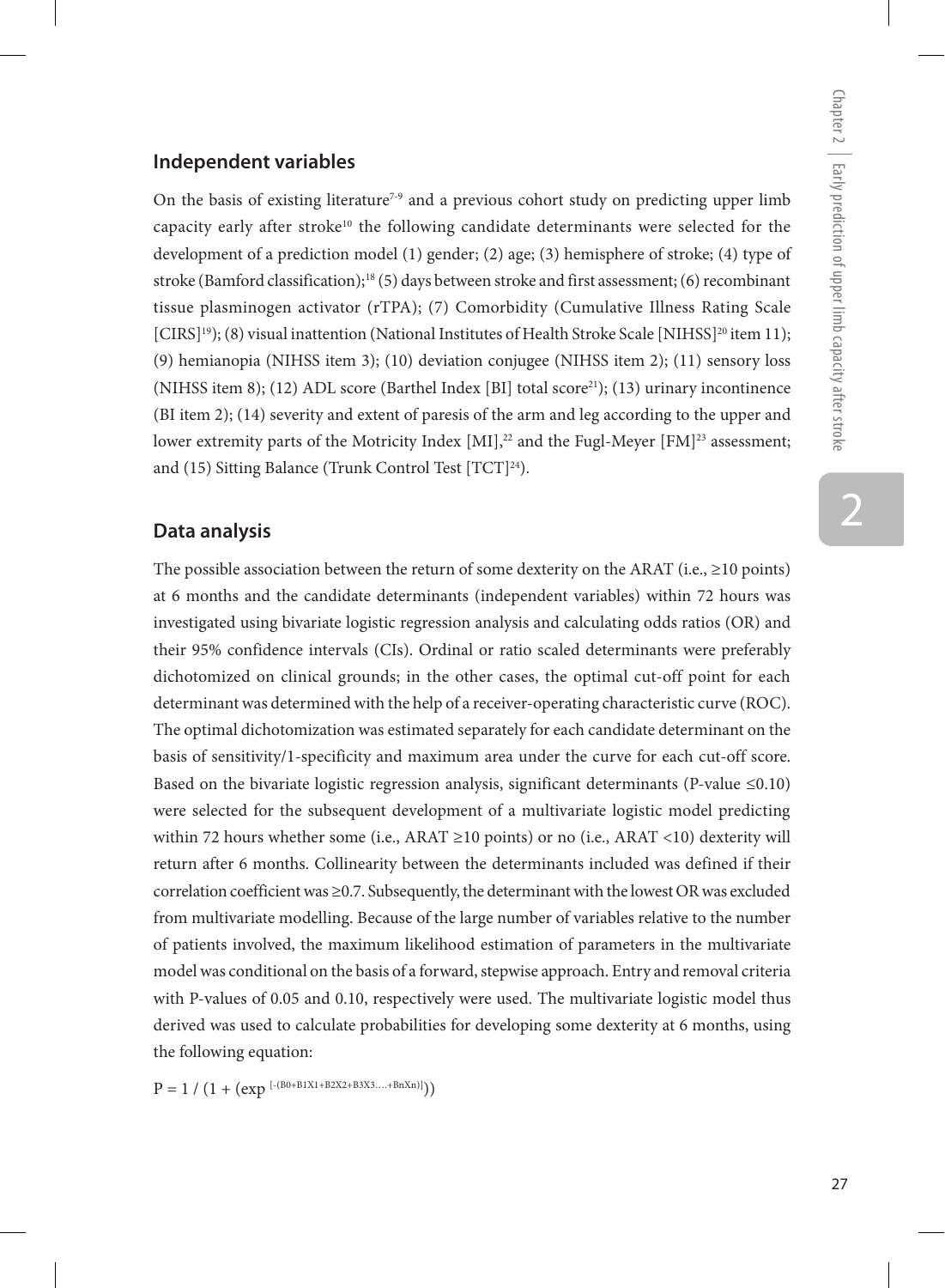## Independent variables

On the basis of existing literature[7-9] and a previous cohort study on predicting upper limb capacity early after stroke[10] the following candidate determinants were selected for the development of a prediction model (1) gender; (2) age; (3) hemisphere of stroke; (4) type of stroke (Bamford classification);[18] (5) days between stroke and first assessment; (6) recombinant tissue plasminogen activator (rTPA); (7) Comorbidity (Cumulative Illness Rating Scale [CIRS][19]); (8) visual inattention (National Institutes of Health Stroke Scale [NIHSS][20] item 11); (9) hemianopia (NIHSS item 3); (10) deviation conjugee (NIHSS item 2); (11) sensory loss (NIHSS item 8); (12) ADL score (Barthel Index [BI] total score[21]); (13) urinary incontinence (BI item 2); (14) severity and extent of paresis of the arm and leg according to the upper and lower extremity parts of the Motricity Index [MI],[22] and the Fugl-Meyer [FM][23] assessment; and (15) Sitting Balance (Trunk Control Test [TCT][24]).

## Data analysis

The possible association between the return of some dexterity on the ARAT (i.e., ≥10 points) at 6 months and the candidate determinants (independent variables) within 72 hours was investigated using bivariate logistic regression analysis and calculating odds ratios (OR) and their 95% confidence intervals (CIs). Ordinal or ratio scaled determinants were preferably dichotomized on clinical grounds; in the other cases, the optimal cut-off point for each determinant was determined with the help of a receiver-operating characteristic curve (ROC). The optimal dichotomization was estimated separately for each candidate determinant on the basis of sensitivity/1-specificity and maximum area under the curve for each cut-off score. Based on the bivariate logistic regression analysis, significant determinants (P-value ≤0.10) were selected for the subsequent development of a multivariate logistic model predicting within 72 hours whether some (i.e., ARAT ≥10 points) or no (i.e., ARAT <10) dexterity will return after 6 months. Collinearity between the determinants included was defined if their correlation coefficient was ≥0.7. Subsequently, the determinant with the lowest OR was excluded from multivariate modelling. Because of the large number of variables relative to the number of patients involved, the maximum likelihood estimation of parameters in the multivariate model was conditional on the basis of a forward, stepwise approach. Entry and removal criteria with P-values of 0.05 and 0.10, respectively were used. The multivariate logistic model thus derived was used to calculate probabilities for developing some dexterity at 6 months, using the following equation:

$$P = 1 / (1 + (\exp^{[-(B0+B1X1+B2X2+B3X3....+BnXn)]}))$$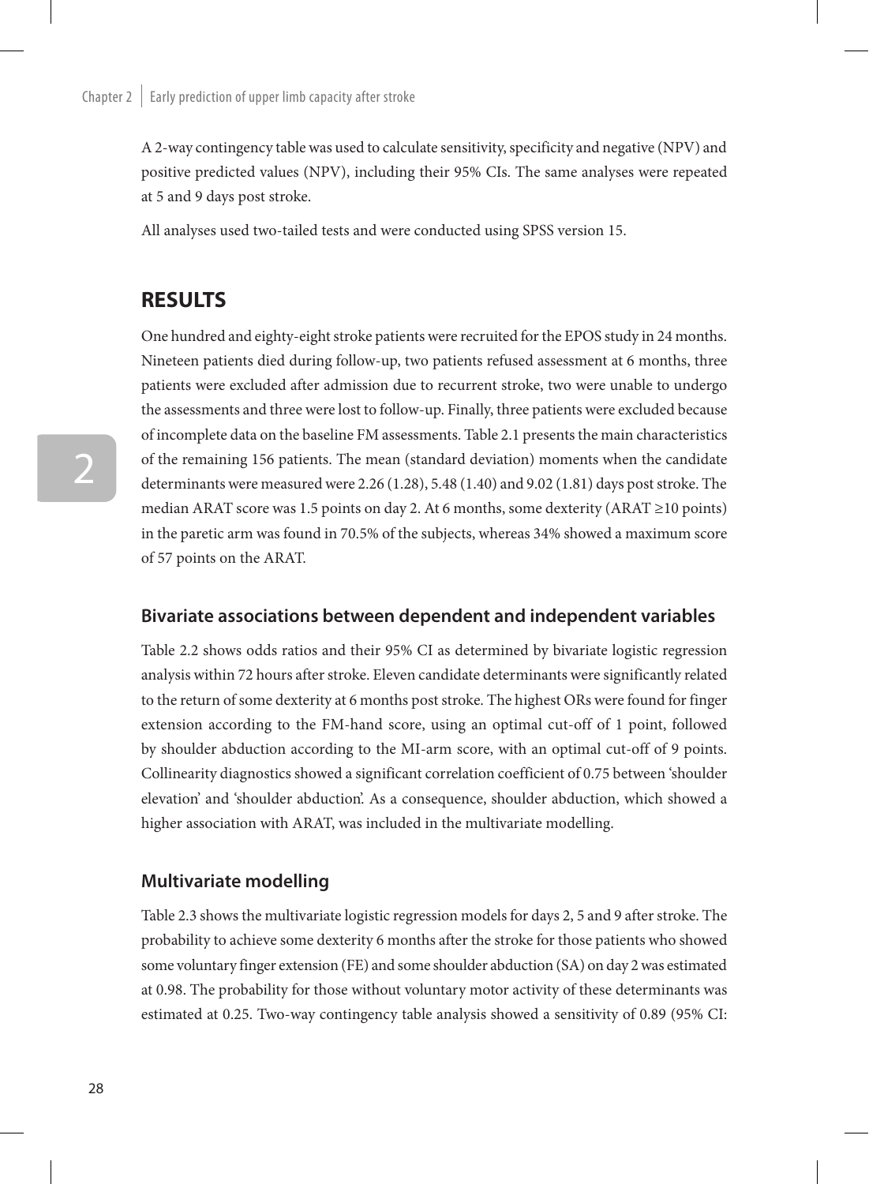A 2-way contingency table was used to calculate sensitivity, specificity and negative (NPV) and positive predicted values (NPV), including their 95% CIs. The same analyses were repeated at 5 and 9 days post stroke.

All analyses used two-tailed tests and were conducted using SPSS version 15.

## RESULTS

One hundred and eighty-eight stroke patients were recruited for the EPOS study in 24 months. Nineteen patients died during follow-up, two patients refused assessment at 6 months, three patients were excluded after admission due to recurrent stroke, two were unable to undergo the assessments and three were lost to follow-up. Finally, three patients were excluded because of incomplete data on the baseline FM assessments. Table 2.1 presents the main characteristics of the remaining 156 patients. The mean (standard deviation) moments when the candidate determinants were measured were 2.26 (1.28), 5.48 (1.40) and 9.02 (1.81) days post stroke. The median ARAT score was 1.5 points on day 2. At 6 months, some dexterity (ARAT ≥10 points) in the paretic arm was found in 70.5% of the subjects, whereas 34% showed a maximum score of 57 points on the ARAT.

### Bivariate associations between dependent and independent variables

Table 2.2 shows odds ratios and their 95% CI as determined by bivariate logistic regression analysis within 72 hours after stroke. Eleven candidate determinants were significantly related to the return of some dexterity at 6 months post stroke. The highest ORs were found for finger extension according to the FM-hand score, using an optimal cut-off of 1 point, followed by shoulder abduction according to the MI-arm score, with an optimal cut-off of 9 points. Collinearity diagnostics showed a significant correlation coefficient of 0.75 between 'shoulder elevation' and 'shoulder abduction'. As a consequence, shoulder abduction, which showed a higher association with ARAT, was included in the multivariate modelling.

### Multivariate modelling

Table 2.3 shows the multivariate logistic regression models for days 2, 5 and 9 after stroke. The probability to achieve some dexterity 6 months after the stroke for those patients who showed some voluntary finger extension (FE) and some shoulder abduction (SA) on day 2 was estimated at 0.98. The probability for those without voluntary motor activity of these determinants was estimated at 0.25. Two-way contingency table analysis showed a sensitivity of 0.89 (95% CI: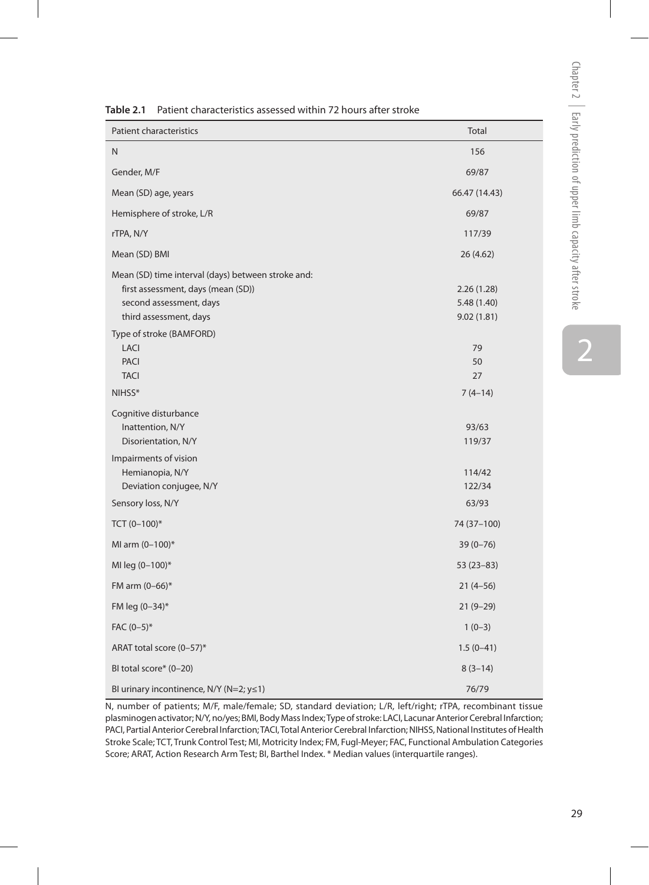**Table 2.1** Patient characteristics assessed within 72 hours after stroke

| Patient characteristics | Total |
|---|---|
| N | 156 |
| Gender, M/F | 69/87 |
| Mean (SD) age, years | 66.47 (14.43) |
| Hemisphere of stroke, L/R | 69/87 |
| rTPA, N/Y | 117/39 |
| Mean (SD) BMI | 26 (4.62) |
| Mean (SD) time interval (days) between stroke and: | |
| first assessment, days (mean (SD)) | 2.26 (1.28) |
| second assessment, days | 5.48 (1.40) |
| third assessment, days | 9.02 (1.81) |
| Type of stroke (BAMFORD) | |
| LACI | 79 |
| PACI | 50 |
| TACI | 27 |
| NIHSS* | 7 (4–14) |
| Cognitive disturbance | |
| Inattention, N/Y | 93/63 |
| Disorientation, N/Y | 119/37 |
| Impairments of vision | |
| Hemianopia, N/Y | 114/42 |
| Deviation conjugee, N/Y | 122/34 |
| Sensory loss, N/Y | 63/93 |
| TCT (0–100)* | 74 (37–100) |
| MI arm (0–100)* | 39 (0–76) |
| MI leg (0–100)* | 53 (23–83) |
| FM arm (0–66)* | 21 (4–56) |
| FM leg (0–34)* | 21 (9–29) |
| FAC (0–5)* | 1 (0–3) |
| ARAT total score (0–57)* | 1.5 (0–41) |
| BI total score* (0–20) | 8 (3–14) |
| BI urinary incontinence, N/Y (N=2; y≤1) | 76/79 |

N, number of patients; M/F, male/female; SD, standard deviation; L/R, left/right; rTPA, recombinant tissue plasminogen activator; N/Y, no/yes; BMI, Body Mass Index; Type of stroke: LACI, Lacunar Anterior Cerebral Infarction; PACI, Partial Anterior Cerebral Infarction; TACI, Total Anterior Cerebral Infarction; NIHSS, National Institutes of Health Stroke Scale; TCT, Trunk Control Test; MI, Motricity Index; FM, Fugl-Meyer; FAC, Functional Ambulation Categories Score; ARAT, Action Research Arm Test; BI, Barthel Index. * Median values (interquartile ranges).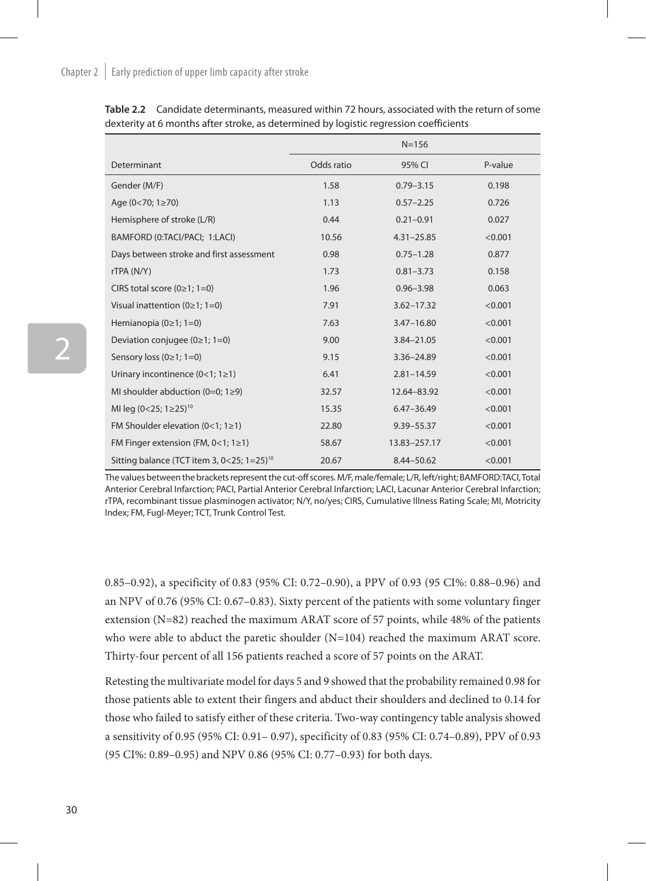**Table 2.2** Candidate determinants, measured within 72 hours, associated with the return of some dexterity at 6 months after stroke, as determined by logistic regression coefficients

| | N=156 | | |
|---|---|---|---|
| Determinant | Odds ratio | 95% CI | P-value |
| Gender (M/F) | 1.58 | 0.79–3.15 | 0.198 |
| Age (0<70; 1≥70) | 1.13 | 0.57–2.25 | 0.726 |
| Hemisphere of stroke (L/R) | 0.44 | 0.21–0.91 | 0.027 |
| BAMFORD (0:TACI/PACI; 1:LACI) | 10.56 | 4.31–25.85 | <0.001 |
| Days between stroke and first assessment | 0.98 | 0.75–1.28 | 0.877 |
| rTPA (N/Y) | 1.73 | 0.81–3.73 | 0.158 |
| CIRS total score (0≥1; 1=0) | 1.96 | 0.96–3.98 | 0.063 |
| Visual inattention (0≥1; 1=0) | 7.91 | 3.62–17.32 | <0.001 |
| Hemianopia (0≥1; 1=0) | 7.63 | 3.47–16.80 | <0.001 |
| Deviation conjugee (0≥1; 1=0) | 9.00 | 3.84–21.05 | <0.001 |
| Sensory loss (0≥1; 1=0) | 9.15 | 3.36–24.89 | <0.001 |
| Urinary incontinence (0<1; 1≥1) | 6.41 | 2.81–14.59 | <0.001 |
| MI shoulder abduction (0=0; 1≥9) | 32.57 | 12.64–83.92 | <0.001 |
| MI leg (0<25; 1≥25)[10] | 15.35 | 6.47–36.49 | <0.001 |
| FM Shoulder elevation (0<1; 1≥1) | 22.80 | 9.39–55.37 | <0.001 |
| FM Finger extension (FM, 0<1; 1≥1) | 58.67 | 13.83–257.17 | <0.001 |
| Sitting balance (TCT item 3, 0<25; 1=25)[10] | 20.67 | 8.44–50.62 | <0.001 |

The values between the brackets represent the cut-off scores. M/F, male/female; L/R, left/right; BAMFORD:TACI, Total Anterior Cerebral Infarction; PACI, Partial Anterior Cerebral Infarction; LACI, Lacunar Anterior Cerebral Infarction; rTPA, recombinant tissue plasminogen activator; N/Y, no/yes; CIRS, Cumulative Illness Rating Scale; MI, Motricity Index; FM, Fugl-Meyer; TCT, Trunk Control Test.

0.85–0.92), a specificity of 0.83 (95% CI: 0.72–0.90), a PPV of 0.93 (95 CI%: 0.88–0.96) and an NPV of 0.76 (95% CI: 0.67–0.83). Sixty percent of the patients with some voluntary finger extension (N=82) reached the maximum ARAT score of 57 points, while 48% of the patients who were able to abduct the paretic shoulder (N=104) reached the maximum ARAT score. Thirty-four percent of all 156 patients reached a score of 57 points on the ARAT.

Retesting the multivariate model for days 5 and 9 showed that the probability remained 0.98 for those patients able to extent their fingers and abduct their shoulders and declined to 0.14 for those who failed to satisfy either of these criteria. Two-way contingency table analysis showed a sensitivity of 0.95 (95% CI: 0.91– 0.97), specificity of 0.83 (95% CI: 0.74–0.89), PPV of 0.93 (95 CI%: 0.89–0.95) and NPV 0.86 (95% CI: 0.77–0.93) for both days.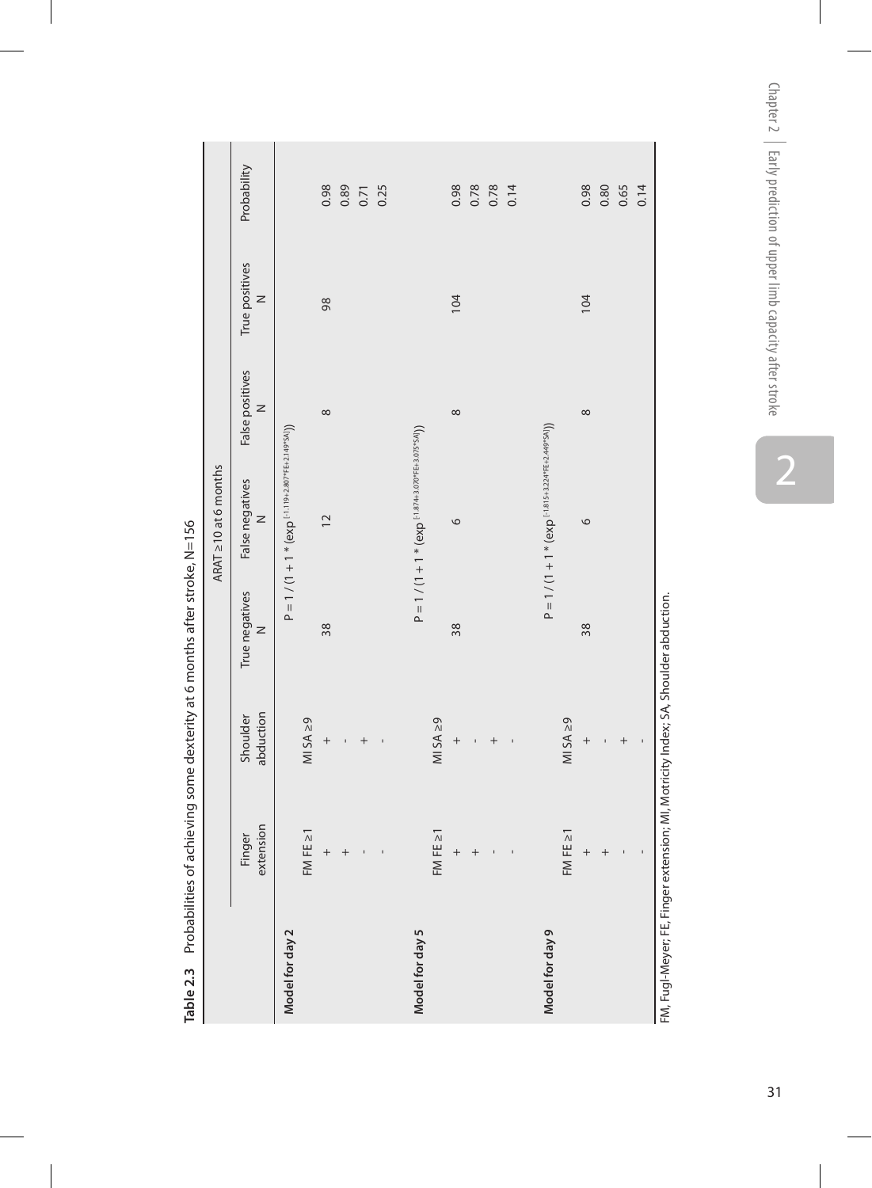**Table 2.3** Probabilities of achieving some dexterity at 6 months after stroke, N=156

| | Finger extension | Shoulder abduction | ARAT ≥10 at 6 months | | | | |
|---|---|---|---|---|---|---|---|
| | | | True negatives N | False negatives N | False positives N | True positives N | Probability |
| **Model for day 2** | | | $P = 1 / (1 + 1 * (\exp^{[-1.119 + 2.807*FE + 2.149*SA]}))$ | | | | |
| | FM FE ≥1 | MI SA ≥9 | 38 | 12 | 8 | 98 | |
| | + | + | | | | | 0.98 |
| | + | - | | | | | 0.89 |
| | - | + | | | | | 0.71 |
| | - | - | | | | | 0.25 |
| **Model for day 5** | | | $P = 1 / (1 + 1 * (\exp^{[-1.874 + 3.070*FE + 3.075*SA]}))$ | | | | |
| | FM FE ≥1 | MI SA ≥9 | 38 | 6 | 8 | 104 | |
| | + | + | | | | | 0.98 |
| | + | - | | | | | 0.78 |
| | - | + | | | | | 0.78 |
| | - | - | | | | | 0.14 |
| **Model for day 9** | | | $P = 1 / (1 + 1 * (\exp^{[-1.815 + 3.224*FE + 2.449*SA]}))$ | | | | |
| | FM FE ≥1 | MI SA ≥9 | 38 | 6 | 8 | 104 | |
| | + | + | | | | | 0.98 |
| | + | - | | | | | 0.80 |
| | - | + | | | | | 0.65 |
| | - | - | | | | | 0.14 |

FM, Fugl-Meyer; FE, Finger extension; MI, Motricity Index; SA, Shoulder abduction.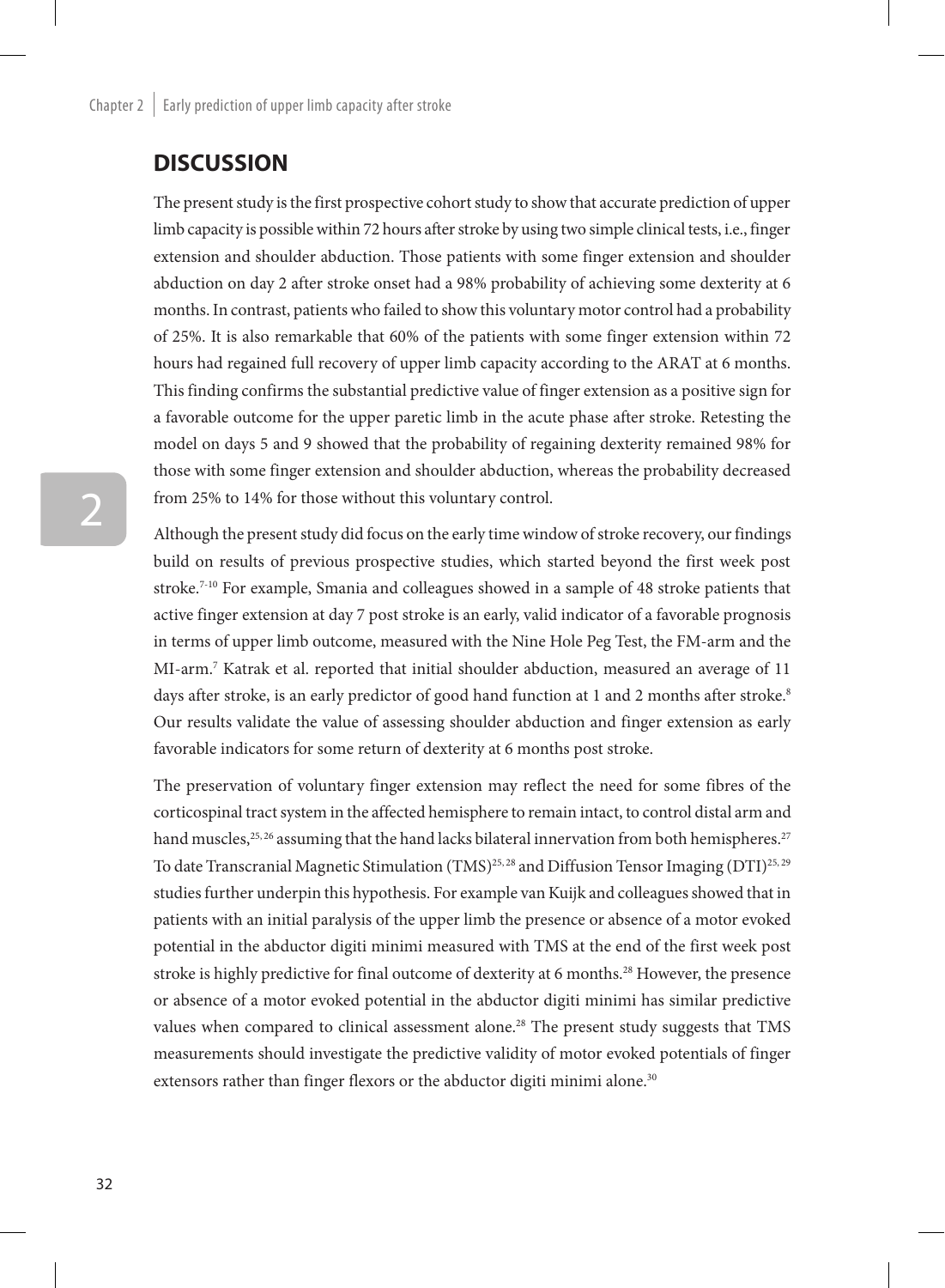## DISCUSSION

The present study is the first prospective cohort study to show that accurate prediction of upper limb capacity is possible within 72 hours after stroke by using two simple clinical tests, i.e., finger extension and shoulder abduction. Those patients with some finger extension and shoulder abduction on day 2 after stroke onset had a 98% probability of achieving some dexterity at 6 months. In contrast, patients who failed to show this voluntary motor control had a probability of 25%. It is also remarkable that 60% of the patients with some finger extension within 72 hours had regained full recovery of upper limb capacity according to the ARAT at 6 months. This finding confirms the substantial predictive value of finger extension as a positive sign for a favorable outcome for the upper paretic limb in the acute phase after stroke. Retesting the model on days 5 and 9 showed that the probability of regaining dexterity remained 98% for those with some finger extension and shoulder abduction, whereas the probability decreased from 25% to 14% for those without this voluntary control.

Although the present study did focus on the early time window of stroke recovery, our findings build on results of previous prospective studies, which started beyond the first week post stroke.[7-10] For example, Smania and colleagues showed in a sample of 48 stroke patients that active finger extension at day 7 post stroke is an early, valid indicator of a favorable prognosis in terms of upper limb outcome, measured with the Nine Hole Peg Test, the FM-arm and the MI-arm.[7] Katrak et al. reported that initial shoulder abduction, measured an average of 11 days after stroke, is an early predictor of good hand function at 1 and 2 months after stroke.[8] Our results validate the value of assessing shoulder abduction and finger extension as early favorable indicators for some return of dexterity at 6 months post stroke.

The preservation of voluntary finger extension may reflect the need for some fibres of the corticospinal tract system in the affected hemisphere to remain intact, to control distal arm and hand muscles,[25,26] assuming that the hand lacks bilateral innervation from both hemispheres.[27] To date Transcranial Magnetic Stimulation (TMS)[25,28] and Diffusion Tensor Imaging (DTI)[25,29] studies further underpin this hypothesis. For example van Kuijk and colleagues showed that in patients with an initial paralysis of the upper limb the presence or absence of a motor evoked potential in the abductor digiti minimi measured with TMS at the end of the first week post stroke is highly predictive for final outcome of dexterity at 6 months.[28] However, the presence or absence of a motor evoked potential in the abductor digiti minimi has similar predictive values when compared to clinical assessment alone.[28] The present study suggests that TMS measurements should investigate the predictive validity of motor evoked potentials of finger extensors rather than finger flexors or the abductor digiti minimi alone.[30]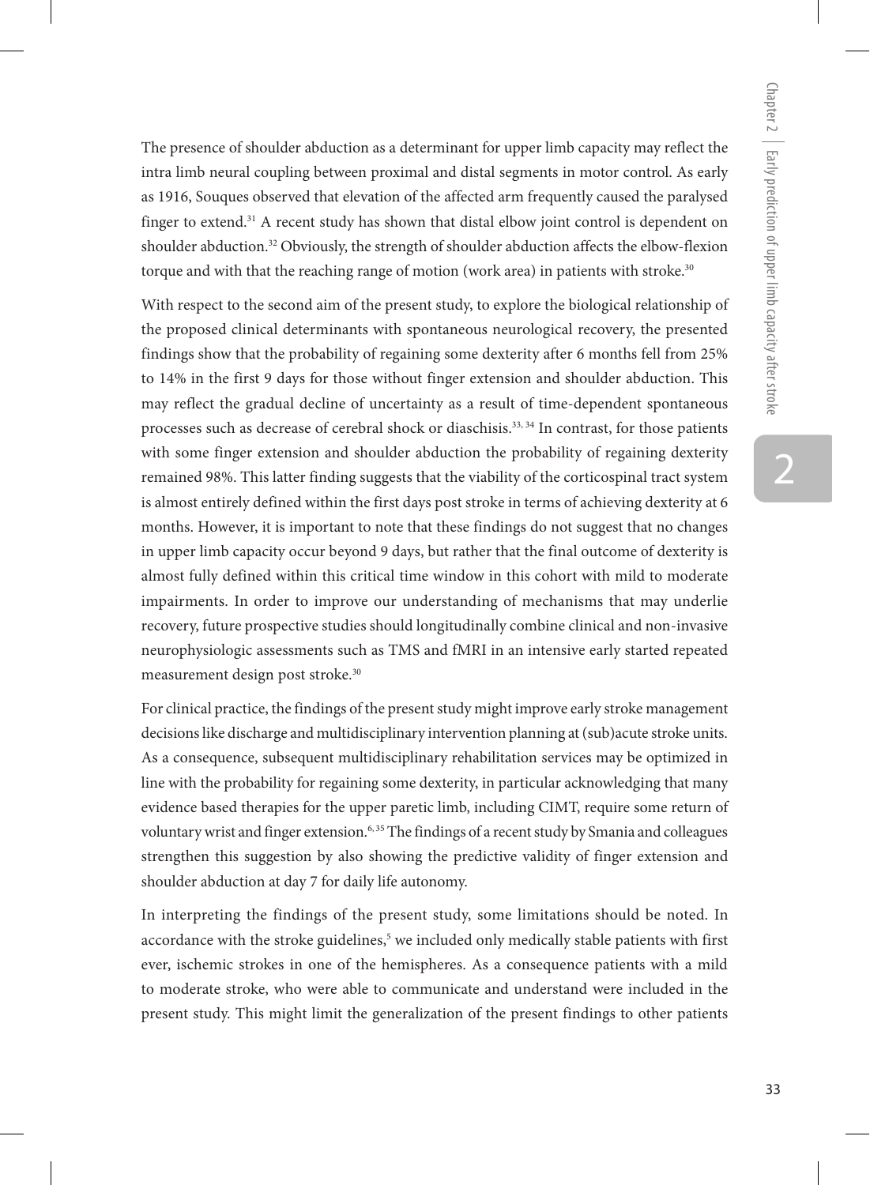The presence of shoulder abduction as a determinant for upper limb capacity may reflect the intra limb neural coupling between proximal and distal segments in motor control. As early as 1916, Souques observed that elevation of the affected arm frequently caused the paralysed finger to extend.[31] A recent study has shown that distal elbow joint control is dependent on shoulder abduction.[32] Obviously, the strength of shoulder abduction affects the elbow-flexion torque and with that the reaching range of motion (work area) in patients with stroke.[30]

With respect to the second aim of the present study, to explore the biological relationship of the proposed clinical determinants with spontaneous neurological recovery, the presented findings show that the probability of regaining some dexterity after 6 months fell from 25% to 14% in the first 9 days for those without finger extension and shoulder abduction. This may reflect the gradual decline of uncertainty as a result of time-dependent spontaneous processes such as decrease of cerebral shock or diaschisis.[33, 34] In contrast, for those patients with some finger extension and shoulder abduction the probability of regaining dexterity remained 98%. This latter finding suggests that the viability of the corticospinal tract system is almost entirely defined within the first days post stroke in terms of achieving dexterity at 6 months. However, it is important to note that these findings do not suggest that no changes in upper limb capacity occur beyond 9 days, but rather that the final outcome of dexterity is almost fully defined within this critical time window in this cohort with mild to moderate impairments. In order to improve our understanding of mechanisms that may underlie recovery, future prospective studies should longitudinally combine clinical and non-invasive neurophysiologic assessments such as TMS and fMRI in an intensive early started repeated measurement design post stroke.[30]

For clinical practice, the findings of the present study might improve early stroke management decisions like discharge and multidisciplinary intervention planning at (sub)acute stroke units. As a consequence, subsequent multidisciplinary rehabilitation services may be optimized in line with the probability for regaining some dexterity, in particular acknowledging that many evidence based therapies for the upper paretic limb, including CIMT, require some return of voluntary wrist and finger extension.[6, 35] The findings of a recent study by Smania and colleagues strengthen this suggestion by also showing the predictive validity of finger extension and shoulder abduction at day 7 for daily life autonomy.

In interpreting the findings of the present study, some limitations should be noted. In accordance with the stroke guidelines,[5] we included only medically stable patients with first ever, ischemic strokes in one of the hemispheres. As a consequence patients with a mild to moderate stroke, who were able to communicate and understand were included in the present study. This might limit the generalization of the present findings to other patients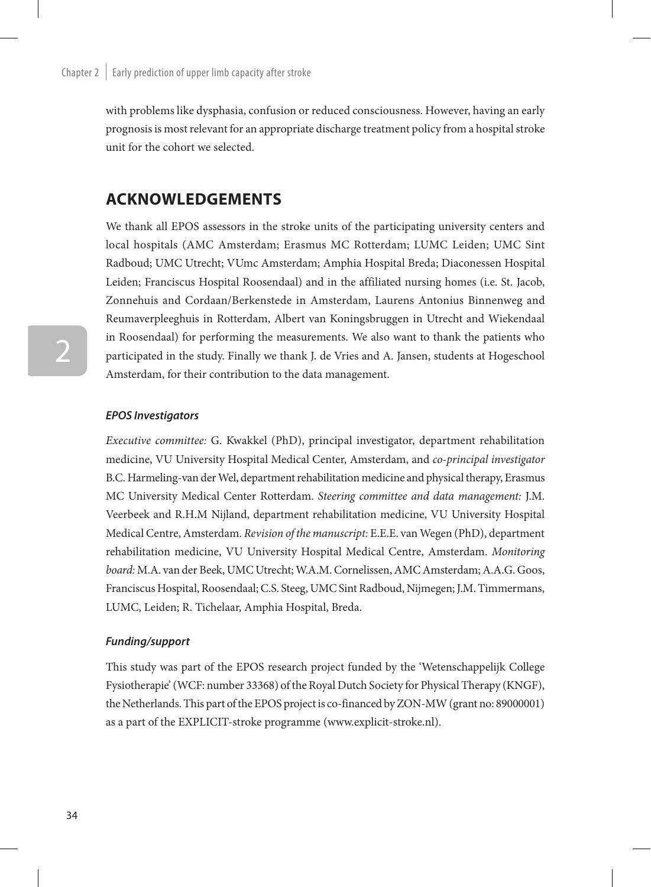with problems like dysphasia, confusion or reduced consciousness. However, having an early prognosis is most relevant for an appropriate discharge treatment policy from a hospital stroke unit for the cohort we selected.

## ACKNOWLEDGEMENTS

We thank all EPOS assessors in the stroke units of the participating university centers and local hospitals (AMC Amsterdam; Erasmus MC Rotterdam; LUMC Leiden; UMC Sint Radboud; UMC Utrecht; VUmc Amsterdam; Amphia Hospital Breda; Diaconessen Hospital Leiden; Franciscus Hospital Roosendaal) and in the affiliated nursing homes (i.e. St. Jacob, Zonnehuis and Cordaan/Berkenstede in Amsterdam, Laurens Antonius Binnenweg and Reumaverpleeghuis in Rotterdam, Albert van Koningsbruggen in Utrecht and Wiekendaal in Roosendaal) for performing the measurements. We also want to thank the patients who participated in the study. Finally we thank J. de Vries and A. Jansen, students at Hogeschool Amsterdam, for their contribution to the data management.

#### *EPOS Investigators*

*Executive committee:* G. Kwakkel (PhD), principal investigator, department rehabilitation medicine, VU University Hospital Medical Center, Amsterdam, and *co-principal investigator* B.C. Harmeling-van der Wel, department rehabilitation medicine and physical therapy, Erasmus MC University Medical Center Rotterdam. *Steering committee and data management:* J.M. Veerbeek and R.H.M Nijland, department rehabilitation medicine, VU University Hospital Medical Centre, Amsterdam. *Revision of the manuscript:* E.E.E. van Wegen (PhD), department rehabilitation medicine, VU University Hospital Medical Centre, Amsterdam. *Monitoring board:* M.A. van der Beek, UMC Utrecht; W.A.M. Cornelissen, AMC Amsterdam; A.A.G. Goos, Franciscus Hospital, Roosendaal; C.S. Steeg, UMC Sint Radboud, Nijmegen; J.M. Timmermans, LUMC, Leiden; R. Tichelaar, Amphia Hospital, Breda.

#### *Funding/support*

This study was part of the EPOS research project funded by the 'Wetenschappelijk College Fysiotherapie' (WCF: number 33368) of the Royal Dutch Society for Physical Therapy (KNGF), the Netherlands. This part of the EPOS project is co-financed by ZON-MW (grant no: 89000001) as a part of the EXPLICIT-stroke programme (www.explicit-stroke.nl).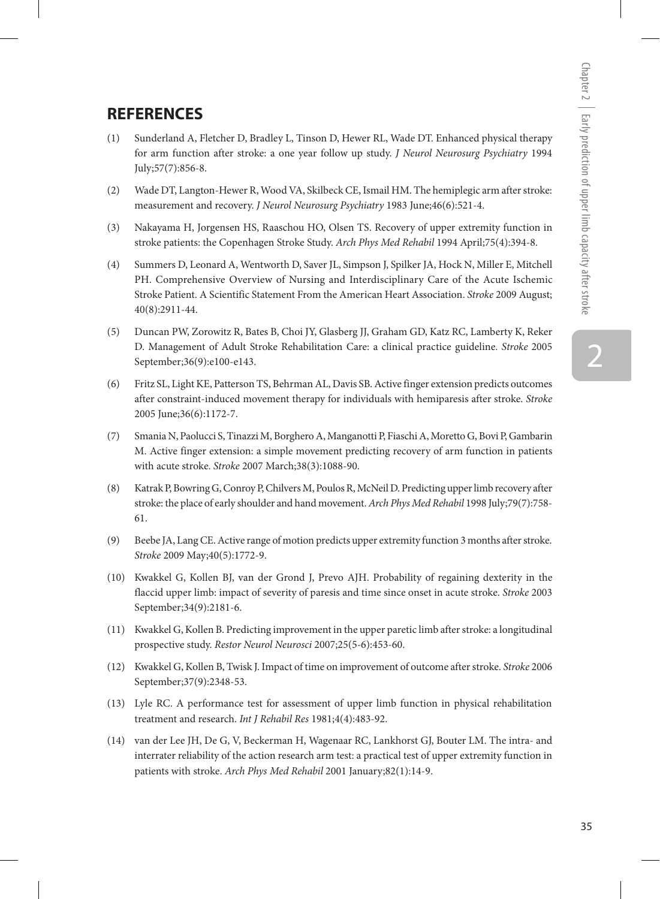## REFERENCES

(1) Sunderland A, Fletcher D, Bradley L, Tinson D, Hewer RL, Wade DT. Enhanced physical therapy for arm function after stroke: a one year follow up study. *J Neurol Neurosurg Psychiatry* 1994 July;57(7):856-8.

(2) Wade DT, Langton-Hewer R, Wood VA, Skilbeck CE, Ismail HM. The hemiplegic arm after stroke: measurement and recovery. *J Neurol Neurosurg Psychiatry* 1983 June;46(6):521-4.

(3) Nakayama H, Jorgensen HS, Raaschou HO, Olsen TS. Recovery of upper extremity function in stroke patients: the Copenhagen Stroke Study. *Arch Phys Med Rehabil* 1994 April;75(4):394-8.

(4) Summers D, Leonard A, Wentworth D, Saver JL, Simpson J, Spilker JA, Hock N, Miller E, Mitchell PH. Comprehensive Overview of Nursing and Interdisciplinary Care of the Acute Ischemic Stroke Patient. A Scientific Statement From the American Heart Association. *Stroke* 2009 August; 40(8):2911-44.

(5) Duncan PW, Zorowitz R, Bates B, Choi JY, Glasberg JJ, Graham GD, Katz RC, Lamberty K, Reker D. Management of Adult Stroke Rehabilitation Care: a clinical practice guideline. *Stroke* 2005 September;36(9):e100-e143.

(6) Fritz SL, Light KE, Patterson TS, Behrman AL, Davis SB. Active finger extension predicts outcomes after constraint-induced movement therapy for individuals with hemiparesis after stroke. *Stroke* 2005 June;36(6):1172-7.

(7) Smania N, Paolucci S, Tinazzi M, Borghero A, Manganotti P, Fiaschi A, Moretto G, Bovi P, Gambarin M. Active finger extension: a simple movement predicting recovery of arm function in patients with acute stroke. *Stroke* 2007 March;38(3):1088-90.

(8) Katrak P, Bowring G, Conroy P, Chilvers M, Poulos R, McNeil D. Predicting upper limb recovery after stroke: the place of early shoulder and hand movement. *Arch Phys Med Rehabil* 1998 July;79(7):758-61.

(9) Beebe JA, Lang CE. Active range of motion predicts upper extremity function 3 months after stroke. *Stroke* 2009 May;40(5):1772-9.

(10) Kwakkel G, Kollen BJ, van der Grond J, Prevo AJH. Probability of regaining dexterity in the flaccid upper limb: impact of severity of paresis and time since onset in acute stroke. *Stroke* 2003 September;34(9):2181-6.

(11) Kwakkel G, Kollen B. Predicting improvement in the upper paretic limb after stroke: a longitudinal prospective study. *Restor Neurol Neurosci* 2007;25(5-6):453-60.

(12) Kwakkel G, Kollen B, Twisk J. Impact of time on improvement of outcome after stroke. *Stroke* 2006 September;37(9):2348-53.

(13) Lyle RC. A performance test for assessment of upper limb function in physical rehabilitation treatment and research. *Int J Rehabil Res* 1981;4(4):483-92.

(14) van der Lee JH, De G, V, Beckerman H, Wagenaar RC, Lankhorst GJ, Bouter LM. The intra- and interrater reliability of the action research arm test: a practical test of upper extremity function in patients with stroke. *Arch Phys Med Rehabil* 2001 January;82(1):14-9.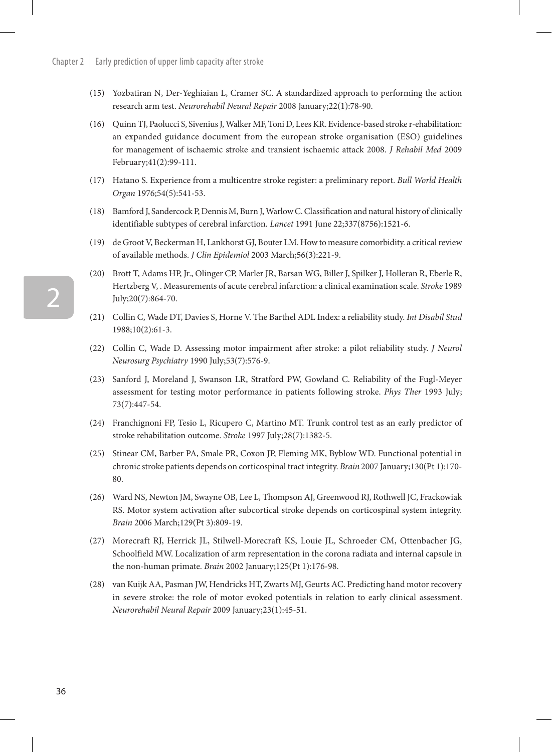(15) Yozbatiran N, Der-Yeghiaian L, Cramer SC. A standardized approach to performing the action research arm test. *Neurorehabil Neural Repair* 2008 January;22(1):78-90.

(16) Quinn TJ, Paolucci S, Sivenius J, Walker MF, Toni D, Lees KR. Evidence-based stroke r-ehabilitation: an expanded guidance document from the european stroke organisation (ESO) guidelines for management of ischaemic stroke and transient ischaemic attack 2008. *J Rehabil Med* 2009 February;41(2):99-111.

(17) Hatano S. Experience from a multicentre stroke register: a preliminary report. *Bull World Health Organ* 1976;54(5):541-53.

(18) Bamford J, Sandercock P, Dennis M, Burn J, Warlow C. Classification and natural history of clinically identifiable subtypes of cerebral infarction. *Lancet* 1991 June 22;337(8756):1521-6.

(19) de Groot V, Beckerman H, Lankhorst GJ, Bouter LM. How to measure comorbidity. a critical review of available methods. *J Clin Epidemiol* 2003 March;56(3):221-9.

(20) Brott T, Adams HP, Jr., Olinger CP, Marler JR, Barsan WG, Biller J, Spilker J, Holleran R, Eberle R, Hertzberg V, . Measurements of acute cerebral infarction: a clinical examination scale. *Stroke* 1989 July;20(7):864-70.

(21) Collin C, Wade DT, Davies S, Horne V. The Barthel ADL Index: a reliability study. *Int Disabil Stud* 1988;10(2):61-3.

(22) Collin C, Wade D. Assessing motor impairment after stroke: a pilot reliability study. *J Neurol Neurosurg Psychiatry* 1990 July;53(7):576-9.

(23) Sanford J, Moreland J, Swanson LR, Stratford PW, Gowland C. Reliability of the Fugl-Meyer assessment for testing motor performance in patients following stroke. *Phys Ther* 1993 July; 73(7):447-54.

(24) Franchignoni FP, Tesio L, Ricupero C, Martino MT. Trunk control test as an early predictor of stroke rehabilitation outcome. *Stroke* 1997 July;28(7):1382-5.

(25) Stinear CM, Barber PA, Smale PR, Coxon JP, Fleming MK, Byblow WD. Functional potential in chronic stroke patients depends on corticospinal tract integrity. *Brain* 2007 January;130(Pt 1):170-80.

(26) Ward NS, Newton JM, Swayne OB, Lee L, Thompson AJ, Greenwood RJ, Rothwell JC, Frackowiak RS. Motor system activation after subcortical stroke depends on corticospinal system integrity. *Brain* 2006 March;129(Pt 3):809-19.

(27) Morecraft RJ, Herrick JL, Stilwell-Morecraft KS, Louie JL, Schroeder CM, Ottenbacher JG, Schoolfield MW. Localization of arm representation in the corona radiata and internal capsule in the non-human primate. *Brain* 2002 January;125(Pt 1):176-98.

(28) van Kuijk AA, Pasman JW, Hendricks HT, Zwarts MJ, Geurts AC. Predicting hand motor recovery in severe stroke: the role of motor evoked potentials in relation to early clinical assessment. *Neurorehabil Neural Repair* 2009 January;23(1):45-51.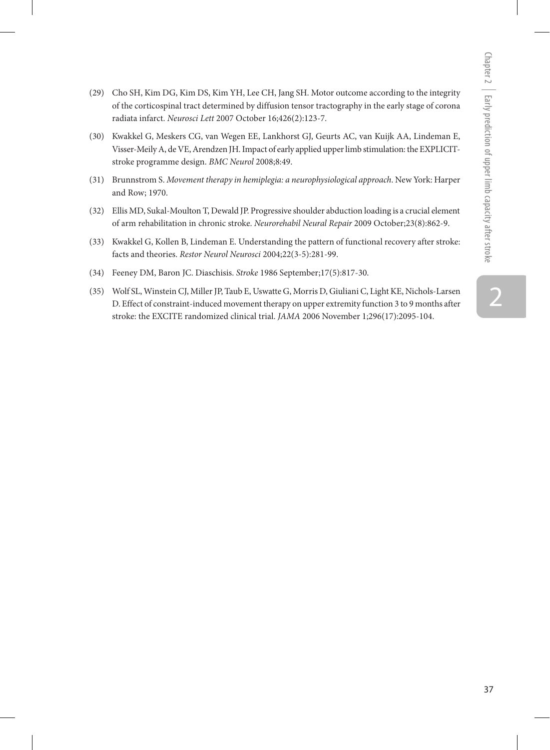(29) Cho SH, Kim DG, Kim DS, Kim YH, Lee CH, Jang SH. Motor outcome according to the integrity of the corticospinal tract determined by diffusion tensor tractography in the early stage of corona radiata infarct. *Neurosci Lett* 2007 October 16;426(2):123-7.

(30) Kwakkel G, Meskers CG, van Wegen EE, Lankhorst GJ, Geurts AC, van Kuijk AA, Lindeman E, Visser-Meily A, de VE, Arendzen JH. Impact of early applied upper limb stimulation: the EXPLICIT-stroke programme design. *BMC Neurol* 2008;8:49.

(31) Brunnstrom S. *Movement therapy in hemiplegia: a neurophysiological approach*. New York: Harper and Row; 1970.

(32) Ellis MD, Sukal-Moulton T, Dewald JP. Progressive shoulder abduction loading is a crucial element of arm rehabilitation in chronic stroke. *Neurorehabil Neural Repair* 2009 October;23(8):862-9.

(33) Kwakkel G, Kollen B, Lindeman E. Understanding the pattern of functional recovery after stroke: facts and theories. *Restor Neurol Neurosci* 2004;22(3-5):281-99.

(34) Feeney DM, Baron JC. Diaschisis. *Stroke* 1986 September;17(5):817-30.

(35) Wolf SL, Winstein CJ, Miller JP, Taub E, Uswatte G, Morris D, Giuliani C, Light KE, Nichols-Larsen D. Effect of constraint-induced movement therapy on upper extremity function 3 to 9 months after stroke: the EXCITE randomized clinical trial. *JAMA* 2006 November 1;296(17):2095-104.